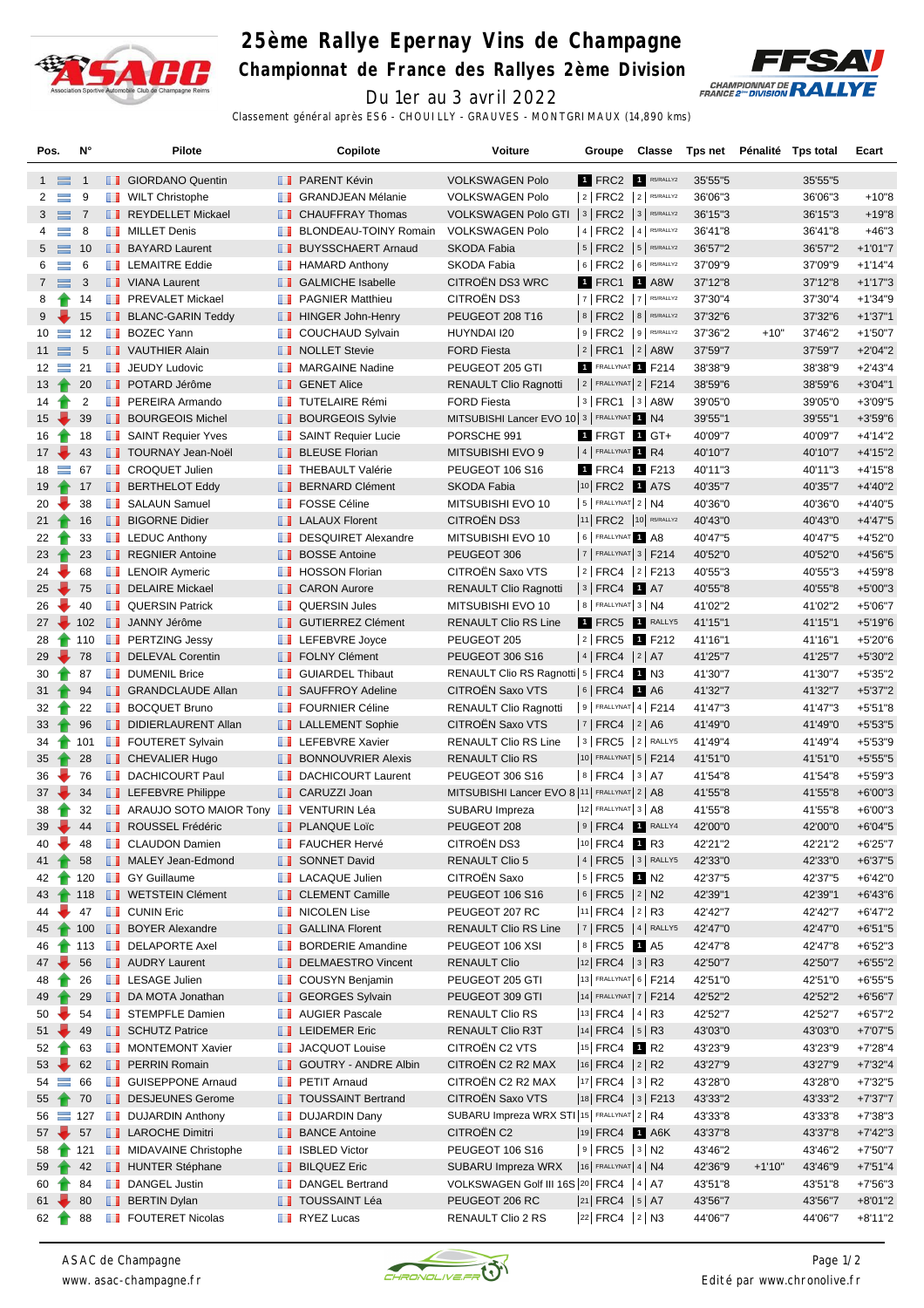# 25ème Rallye Epernay Vins de Champagne

## Championnat de France des Rallyes 2ème Division

Du 1er au 3 avril 2022

Classement général après ES6 - CHOUILLY - GRAUVES - MONTGRIMAUX (14,890 kms)

| Pos. | N° | Pilote | Copilote | Voiture | Groupe | Classe | Tps net | Pénalité | Tps total | Ecart |
|---|---|---|---|---|---|---|---|---|---|---|
| 1 | 1 | GIORDANO Quentin | PARENT Kévin | VOLKSWAGEN Polo | 1 FRC2 | 1 R5/RALLY2 | 35'55"5 | | 35'55"5 | |
| 2 | 9 | WILT Christophe | GRANDJEAN Mélanie | VOLKSWAGEN Polo | 2 FRC2 | 2 R5/RALLY2 | 36'06"3 | | 36'06"3 | +10"8 |
| 3 | 7 | REYDELLET Mickael | CHAUFFRAY Thomas | VOLKSWAGEN Polo GTI | 3 FRC2 | 3 R5/RALLY2 | 36'15"3 | | 36'15"3 | +19"8 |
| 4 | 8 | MILLET Denis | BLONDEAU-TOINY Romain | VOLKSWAGEN Polo | 4 FRC2 | 4 R5/RALLY2 | 36'41"8 | | 36'41"8 | +46"3 |
| 5 | 10 | BAYARD Laurent | BUYSSCHAERT Arnaud | SKODA Fabia | 5 FRC2 | 5 R5/RALLY2 | 36'57"2 | | 36'57"2 | +1'01"7 |
| 6 | 6 | LEMAITRE Eddie | HAMARD Anthony | SKODA Fabia | 6 FRC2 | 6 R5/RALLY2 | 37'09"9 | | 37'09"9 | +1'14"4 |
| 7 | 3 | VIANA Laurent | GALMICHE Isabelle | CITROËN DS3 WRC | 1 FRC1 | 1 A8W | 37'12"8 | | 37'12"8 | +1'17"3 |
| 8 | 14 | PREVALET Mickael | PAGNIER Matthieu | CITROËN DS3 | 7 FRC2 | 7 R5/RALLY2 | 37'30"4 | | 37'30"4 | +1'34"9 |
| 9 | 15 | BLANC-GARIN Teddy | HINGER John-Henry | PEUGEOT 208 T16 | 8 FRC2 | 8 R5/RALLY2 | 37'32"6 | | 37'32"6 | +1'37"1 |
| 10 | 12 | BOZEC Yann | COUCHAUD Sylvain | HUYNDAI I20 | 9 FRC2 | 9 R5/RALLY2 | 37'36"2 | +10" | 37'46"2 | +1'50"7 |
| 11 | 5 | VAUTHIER Alain | NOLLET Stevie | FORD Fiesta | 2 FRC1 | 2 A8W | 37'59"7 | | 37'59"7 | +2'04"2 |
| 12 | 21 | JEUDY Ludovic | MARGAINE Nadine | PEUGEOT 205 GTI | 1 FRALLYNAT | 1 F214 | 38'38"9 | | 38'38"9 | +2'43"4 |
| 13 | 20 | POTARD Jérôme | GENET Alice | RENAULT Clio Ragnotti | 2 FRALLYNAT | 2 F214 | 38'59"6 | | 38'59"6 | +3'04"1 |
| 14 | 2 | PEREIRA Armando | TUTELAIRE Rémi | FORD Fiesta | 3 FRC1 | 3 A8W | 39'05"0 | | 39'05"0 | +3'09"5 |
| 15 | 39 | BOURGEOIS Michel | BOURGEOIS Sylvie | MITSUBISHI Lancer EVO 10 | 3 FRALLYNAT | 1 N4 | 39'55"1 | | 39'55"1 | +3'59"6 |
| 16 | 18 | SAINT Requier Yves | SAINT Requier Lucie | PORSCHE 991 | 1 FRGT | 1 GT+ | 40'09"7 | | 40'09"7 | +4'14"2 |
| 17 | 43 | TOURNAY Jean-Noël | BLEUSE Florian | MITSUBISHI EVO 9 | 4 FRALLYNAT | 1 R4 | 40'10"7 | | 40'10"7 | +4'15"2 |
| 18 | 67 | CROQUET Julien | THEBAULT Valérie | PEUGEOT 106 S16 | 1 FRC4 | 1 F213 | 40'11"3 | | 40'11"3 | +4'15"8 |
| 19 | 17 | BERTHELOT Eddy | BERNARD Clément | SKODA Fabia | 10 FRC2 | 1 A7S | 40'35"7 | | 40'35"7 | +4'40"2 |
| 20 | 38 | SALAUN Samuel | FOSSE Céline | MITSUBISHI EVO 10 | 5 FRALLYNAT | 2 N4 | 40'36"0 | | 40'36"0 | +4'40"5 |
| 21 | 16 | BIGORNE Didier | LALAUX Florent | CITROËN DS3 | 11 FRC2 | 10 R5/RALLY2 | 40'43"0 | | 40'43"0 | +4'47"5 |
| 22 | 33 | LEDUC Anthony | DESQUIRET Alexandre | MITSUBISHI EVO 10 | 6 FRALLYNAT | 1 A8 | 40'47"5 | | 40'47"5 | +4'52"0 |
| 23 | 23 | REGNIER Antoine | BOSSE Antoine | PEUGEOT 306 | 7 FRALLYNAT | 3 F214 | 40'52"0 | | 40'52"0 | +4'56"5 |
| 24 | 68 | LENOIR Aymeric | HOSSON Florian | CITROËN Saxo VTS | 2 FRC4 | 2 F213 | 40'55"3 | | 40'55"3 | +4'59"8 |
| 25 | 75 | DELAIRE Mickael | CARON Aurore | RENAULT Clio Ragnotti | 3 FRC4 | 1 A7 | 40'55"8 | | 40'55"8 | +5'00"3 |
| 26 | 40 | QUERSIN Patrick | QUERSIN Jules | MITSUBISHI EVO 10 | 8 FRALLYNAT | 3 N4 | 41'02"2 | | 41'02"2 | +5'06"7 |
| 27 | 102 | JANNY Jérôme | GUTIERREZ Clément | RENAULT Clio RS Line | 1 FRC5 | 1 RALLY5 | 41'15"1 | | 41'15"1 | +5'19"6 |
| 28 | 110 | PERTZING Jessy | LEFEBVRE Joyce | PEUGEOT 205 | 2 FRC5 | 1 F212 | 41'16"1 | | 41'16"1 | +5'20"6 |
| 29 | 78 | DELEVAL Corentin | FOLNY Clément | PEUGEOT 306 S16 | 4 FRC4 | 2 A7 | 41'25"7 | | 41'25"7 | +5'30"2 |
| 30 | 87 | DUMENIL Brice | GUIARDEL Thibaut | RENAULT Clio RS Ragnotti | 5 FRC4 | 1 N3 | 41'30"7 | | 41'30"7 | +5'35"2 |
| 31 | 94 | GRANDCLAUDE Allan | SAUFFROY Adeline | CITROËN Saxo VTS | 6 FRC4 | 1 A6 | 41'32"7 | | 41'32"7 | +5'37"2 |
| 32 | 22 | BOCQUET Bruno | FOURNIER Céline | RENAULT Clio Ragnotti | 9 FRALLYNAT | 4 F214 | 41'47"3 | | 41'47"3 | +5'51"8 |
| 33 | 96 | DIDIERLAURENT Allan | LALLEMENT Sophie | CITROËN Saxo VTS | 7 FRC4 | 2 A6 | 41'49"0 | | 41'49"0 | +5'53"5 |
| 34 | 101 | FOUTERET Sylvain | LEFEBVRE Xavier | RENAULT Clio RS Line | 3 FRC5 | 2 RALLY5 | 41'49"4 | | 41'49"4 | +5'53"9 |
| 35 | 28 | CHEVALIER Hugo | BONNOUVRIER Alexis | RENAULT Clio RS | 10 FRALLYNAT | 5 F214 | 41'51"0 | | 41'51"0 | +5'55"5 |
| 36 | 76 | DACHICOURT Paul | DACHICOURT Laurent | PEUGEOT 306 S16 | 8 FRC4 | 3 A7 | 41'54"8 | | 41'54"8 | +5'59"3 |
| 37 | 34 | LEFEBVRE Philippe | CARUZZI Joan | MITSUBISHI Lancer EVO 8 | 11 FRALLYNAT | 2 A8 | 41'55"8 | | 41'55"8 | +6'00"3 |
| 38 | 32 | ARAUJO SOTO MAIOR Tony | VENTURIN Léa | SUBARU Impreza | 12 FRALLYNAT | 3 A8 | 41'55"8 | | 41'55"8 | +6'00"3 |
| 39 | 44 | ROUSSEL Frédéric | PLANQUE Loïc | PEUGEOT 208 | 9 FRC4 | 1 RALLY4 | 42'00"0 | | 42'00"0 | +6'04"5 |
| 40 | 48 | CLAUDON Damien | FAUCHER Hervé | CITROËN DS3 | 10 FRC4 | 1 R3 | 42'21"2 | | 42'21"2 | +6'25"7 |
| 41 | 58 | MALEY Jean-Edmond | SONNET David | RENAULT Clio 5 | 4 FRC5 | 3 RALLY5 | 42'33"0 | | 42'33"0 | +6'37"5 |
| 42 | 120 | GY Guillaume | LACAQUE Julien | CITROËN Saxo | 5 FRC5 | 1 N2 | 42'37"5 | | 42'37"5 | +6'42"0 |
| 43 | 118 | WETSTEIN Clément | CLEMENT Camille | PEUGEOT 106 S16 | 6 FRC5 | 2 N2 | 42'39"1 | | 42'39"1 | +6'43"6 |
| 44 | 47 | CUNIN Eric | NICOLEN Lise | PEUGEOT 207 RC | 11 FRC4 | 2 R3 | 42'42"7 | | 42'42"7 | +6'47"2 |
| 45 | 100 | BOYER Alexandre | GALLINA Florent | RENAULT Clio RS Line | 7 FRC5 | 4 RALLY5 | 42'47"0 | | 42'47"0 | +6'51"5 |
| 46 | 113 | DELAPORTE Axel | BORDERIE Amandine | PEUGEOT 106 XSI | 8 FRC5 | 1 A5 | 42'47"8 | | 42'47"8 | +6'52"3 |
| 47 | 56 | AUDRY Laurent | DELMAESTRO Vincent | RENAULT Clio | 12 FRC4 | 3 R3 | 42'50"7 | | 42'50"7 | +6'55"2 |
| 48 | 26 | LESAGE Julien | COUSYN Benjamin | PEUGEOT 205 GTI | 13 FRALLYNAT | 6 F214 | 42'51"0 | | 42'51"0 | +6'55"5 |
| 49 | 29 | DA MOTA Jonathan | GEORGES Sylvain | PEUGEOT 309 GTI | 14 FRALLYNAT | 7 F214 | 42'52"2 | | 42'52"2 | +6'56"7 |
| 50 | 54 | STEMPFLE Damien | AUGIER Pascale | RENAULT Clio RS | 13 FRC4 | 4 R3 | 42'52"7 | | 42'52"7 | +6'57"2 |
| 51 | 49 | SCHUTZ Patrice | LEIDEMER Eric | RENAULT Clio R3T | 14 FRC4 | 5 R3 | 43'03"0 | | 43'03"0 | +7'07"5 |
| 52 | 63 | MONTEMONT Xavier | JACQUOT Louise | CITROËN C2 VTS | 15 FRC4 | 1 R2 | 43'23"9 | | 43'23"9 | +7'28"4 |
| 53 | 62 | PERRIN Romain | GOUTRY - ANDRE Albin | CITROËN C2 R2 MAX | 16 FRC4 | 2 R2 | 43'27"9 | | 43'27"9 | +7'32"4 |
| 54 | 66 | GUISEPPONE Arnaud | PETIT Arnaud | CITROËN C2 R2 MAX | 17 FRC4 | 3 R2 | 43'28"0 | | 43'28"0 | +7'32"5 |
| 55 | 70 | DESJEUNES Gerome | TOUSSAINT Bertrand | CITROËN Saxo VTS | 18 FRC4 | 3 F213 | 43'33"2 | | 43'33"2 | +7'37"7 |
| 56 | 127 | DUJARDIN Anthony | DUJARDIN Dany | SUBARU Impreza WRX STI | 15 FRALLYNAT | 2 R4 | 43'33"8 | | 43'33"8 | +7'38"3 |
| 57 | 57 | LAROCHE Dimitri | BANCE Antoine | CITROËN C2 | 19 FRC4 | 1 A6K | 43'37"8 | | 43'37"8 | +7'42"3 |
| 58 | 121 | MIDAVAINE Christophe | ISBLED Victor | PEUGEOT 106 S16 | 9 FRC5 | 3 N2 | 43'46"2 | | 43'46"2 | +7'50"7 |
| 59 | 42 | HUNTER Stéphane | BILQUEZ Eric | SUBARU Impreza WRX | 16 FRALLYNAT | 4 N4 | 42'36"9 | +1'10" | 43'46"9 | +7'51"4 |
| 60 | 84 | DANGEL Justin | DANGEL Bertrand | VOLKSWAGEN Golf III 16S | 20 FRC4 | 4 A7 | 43'51"8 | | 43'51"8 | +7'56"3 |
| 61 | 80 | BERTIN Dylan | TOUSSAINT Léa | PEUGEOT 206 RC | 21 FRC4 | 5 A7 | 43'56"7 | | 43'56"7 | +8'01"2 |
| 62 | 88 | FOUTERET Nicolas | RYEZ Lucas | RENAULT Clio 2 RS | 22 FRC4 | 2 N3 | 44'06"7 | | 44'06"7 | +8'11"2 |

ASAC de Champagne
www.asac-champagne.fr

Edité par www.chronolive.fr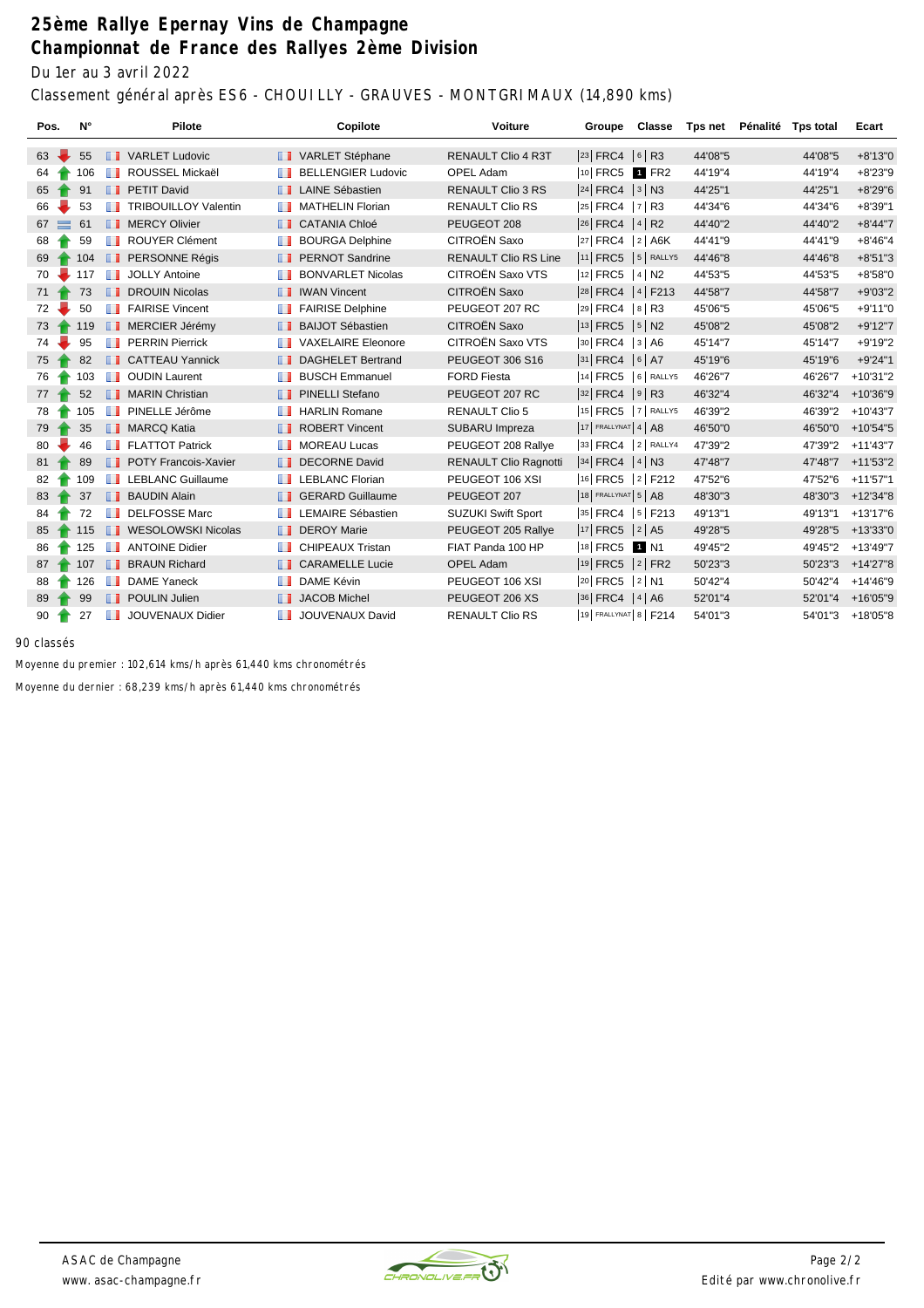# 25ème Rallye Epernay Vins de Champagne
# Championnat de France des Rallyes 2ème Division

Du 1er au 3 avril 2022

Classement général après ES6 - CHOUILLY - GRAUVES - MONTGRIMAUX (14,890 kms)

| Pos. | | N° | Pilote | Copilote | Voiture | Groupe | Classe | Tps net | Pénalité | Tps total | Ecart |
|---|---|---|---|---|---|---|---|---|---|---|---|
| 63 | ↓ | 55 | VARLET Ludovic | VARLET Stéphane | RENAULT Clio 4 R3T | 23 FRC4 | 6 R3 | 44'08"5 | | 44'08"5 | +8'13"0 |
| 64 | ↑ | 106 | ROUSSEL Mickaël | BELLENGIER Ludovic | OPEL Adam | 10 FRC5 | 1 FR2 | 44'19"4 | | 44'19"4 | +8'23"9 |
| 65 | ↑ | 91 | PETIT David | LAINE Sébastien | RENAULT Clio 3 RS | 24 FRC4 | 3 N3 | 44'25"1 | | 44'25"1 | +8'29"6 |
| 66 | ↓ | 53 | TRIBOUILLOY Valentin | MATHELIN Florian | RENAULT Clio RS | 25 FRC4 | 7 R3 | 44'34"6 | | 44'34"6 | +8'39"1 |
| 67 | = | 61 | MERCY Olivier | CATANIA Chloé | PEUGEOT 208 | 26 FRC4 | 4 R2 | 44'40"2 | | 44'40"2 | +8'44"7 |
| 68 | ↑ | 59 | ROUYER Clément | BOURGA Delphine | CITROËN Saxo | 27 FRC4 | 2 A6K | 44'41"9 | | 44'41"9 | +8'46"4 |
| 69 | ↑ | 104 | PERSONNE Régis | PERNOT Sandrine | RENAULT Clio RS Line | 11 FRC5 | 5 RALLY5 | 44'46"8 | | 44'46"8 | +8'51"3 |
| 70 | ↓ | 117 | JOLLY Antoine | BONVARLET Nicolas | CITROËN Saxo VTS | 12 FRC5 | 4 N2 | 44'53"5 | | 44'53"5 | +8'58"0 |
| 71 | ↑ | 73 | DROUIN Nicolas | IWAN Vincent | CITROËN Saxo | 28 FRC4 | 4 F213 | 44'58"7 | | 44'58"7 | +9'03"2 |
| 72 | ↓ | 50 | FAIRISE Vincent | FAIRISE Delphine | PEUGEOT 207 RC | 29 FRC4 | 8 R3 | 45'06"5 | | 45'06"5 | +9'11"0 |
| 73 | ↑ | 119 | MERCIER Jérémy | BAIJOT Sébastien | CITROËN Saxo | 13 FRC5 | 5 N2 | 45'08"2 | | 45'08"2 | +9'12"7 |
| 74 | ↓ | 95 | PERRIN Pierrick | VAXELAIRE Eleonore | CITROËN Saxo VTS | 30 FRC4 | 3 A6 | 45'14"7 | | 45'14"7 | +9'19"2 |
| 75 | ↑ | 82 | CATTEAU Yannick | DAGHELET Bertrand | PEUGEOT 306 S16 | 31 FRC4 | 6 A7 | 45'19"6 | | 45'19"6 | +9'24"1 |
| 76 | ↑ | 103 | OUDIN Laurent | BUSCH Emmanuel | FORD Fiesta | 14 FRC5 | 6 RALLY5 | 46'26"7 | | 46'26"7 | +10'31"2 |
| 77 | ↑ | 52 | MARIN Christian | PINELLI Stefano | PEUGEOT 207 RC | 32 FRC4 | 9 R3 | 46'32"4 | | 46'32"4 | +10'36"9 |
| 78 | ↑ | 105 | PINELLE Jérôme | HARLIN Romane | RENAULT Clio 5 | 15 FRC5 | 7 RALLY5 | 46'39"2 | | 46'39"2 | +10'43"7 |
| 79 | ↑ | 35 | MARCQ Katia | ROBERT Vincent | SUBARU Impreza | 17 FRALLYNAT | 4 A8 | 46'50"0 | | 46'50"0 | +10'54"5 |
| 80 | ↓ | 46 | FLATTOT Patrick | MOREAU Lucas | PEUGEOT 208 Rallye | 33 FRC4 | 2 RALLY4 | 47'39"2 | | 47'39"2 | +11'43"7 |
| 81 | ↑ | 89 | POTY Francois-Xavier | DECORNE David | RENAULT Clio Ragnotti | 34 FRC4 | 4 N3 | 47'48"7 | | 47'48"7 | +11'53"2 |
| 82 | ↑ | 109 | LEBLANC Guillaume | LEBLANC Florian | PEUGEOT 106 XSI | 16 FRC5 | 2 F212 | 47'52"6 | | 47'52"6 | +11'57"1 |
| 83 | ↑ | 37 | BAUDIN Alain | GERARD Guillaume | PEUGEOT 207 | 18 FRALLYNAT | 5 A8 | 48'30"3 | | 48'30"3 | +12'34"8 |
| 84 | ↑ | 72 | DELFOSSE Marc | LEMAIRE Sébastien | SUZUKI Swift Sport | 35 FRC4 | 5 F213 | 49'13"1 | | 49'13"1 | +13'17"6 |
| 85 | ↑ | 115 | WESOLOWSKI Nicolas | DEROY Marie | PEUGEOT 205 Rallye | 17 FRC5 | 2 A5 | 49'28"5 | | 49'28"5 | +13'33"0 |
| 86 | ↑ | 125 | ANTOINE Didier | CHIPEAUX Tristan | FIAT Panda 100 HP | 18 FRC5 | 1 N1 | 49'45"2 | | 49'45"2 | +13'49"7 |
| 87 | ↑ | 107 | BRAUN Richard | CARAMELLE Lucie | OPEL Adam | 19 FRC5 | 2 FR2 | 50'23"3 | | 50'23"3 | +14'27"8 |
| 88 | ↑ | 126 | DAME Yaneck | DAME Kévin | PEUGEOT 106 XSI | 20 FRC5 | 2 N1 | 50'42"4 | | 50'42"4 | +14'46"9 |
| 89 | ↑ | 99 | POULIN Julien | JACOB Michel | PEUGEOT 206 XS | 36 FRC4 | 4 A6 | 52'01"4 | | 52'01"4 | +16'05"9 |
| 90 | ↑ | 27 | JOUVENAUX Didier | JOUVENAUX David | RENAULT Clio RS | 19 FRALLYNAT | 8 F214 | 54'01"3 | | 54'01"3 | +18'05"8 |

90 classés

Moyenne du premier : 102,614 kms/h après 61,440 kms chronométrés

Moyenne du dernier : 68,239 kms/h après 61,440 kms chronométrés

ASAC de Champagne
www.asac-champagne.fr

Edité par www.chronolive.fr